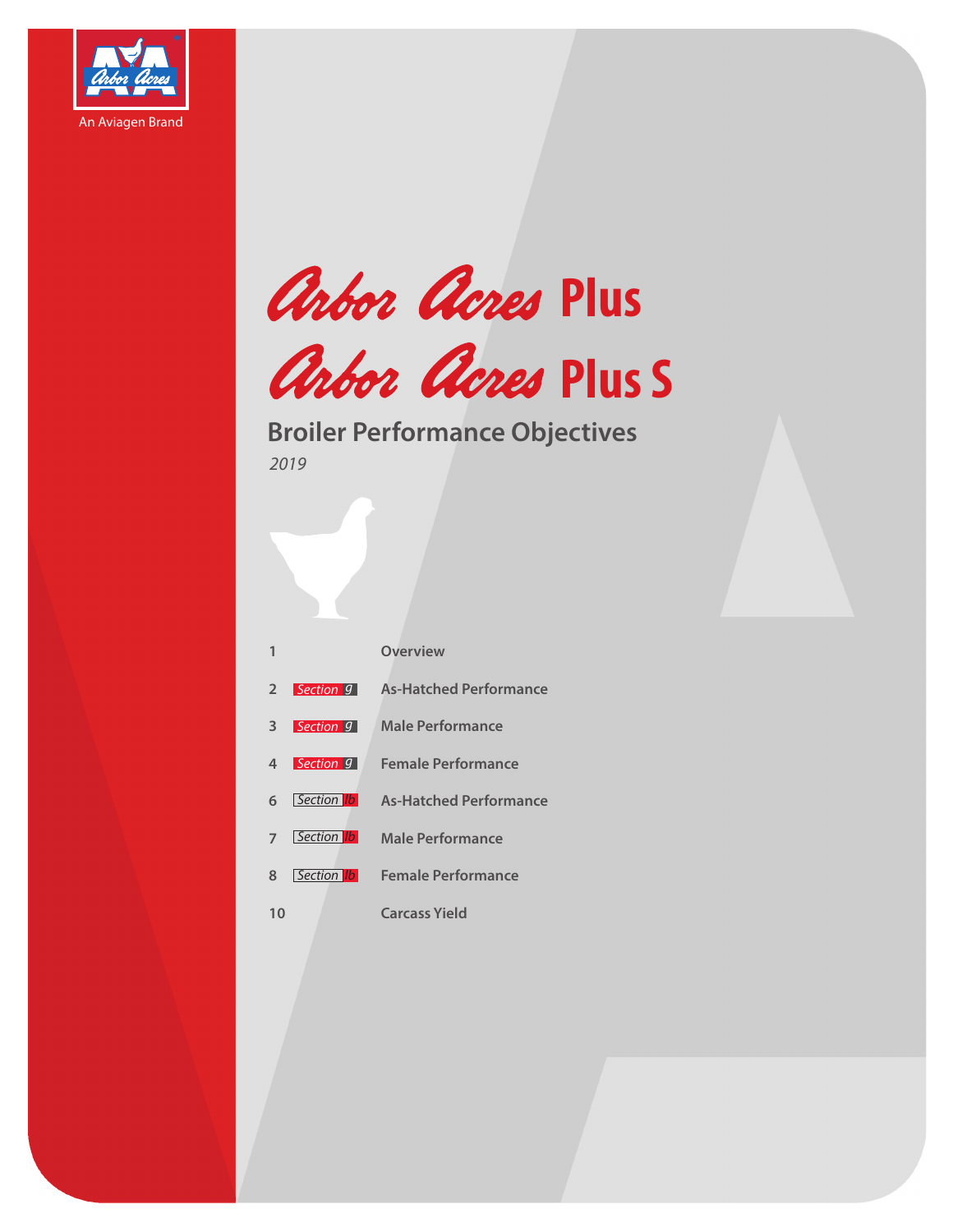An Aviagen Brand

# Arbor Acres Plus

# Arbor Acres Plus S

## Broiler Performance Objectives

*2019*

| | | |
|---|---|---|
| 1 | | Overview |
| 2 | Section g | As-Hatched Performance |
| 3 | Section g | Male Performance |
| 4 | Section g | Female Performance |
| 6 | Section lb | As-Hatched Performance |
| 7 | Section lb | Male Performance |
| 8 | Section lb | Female Performance |
| 10 | | Carcass Yield |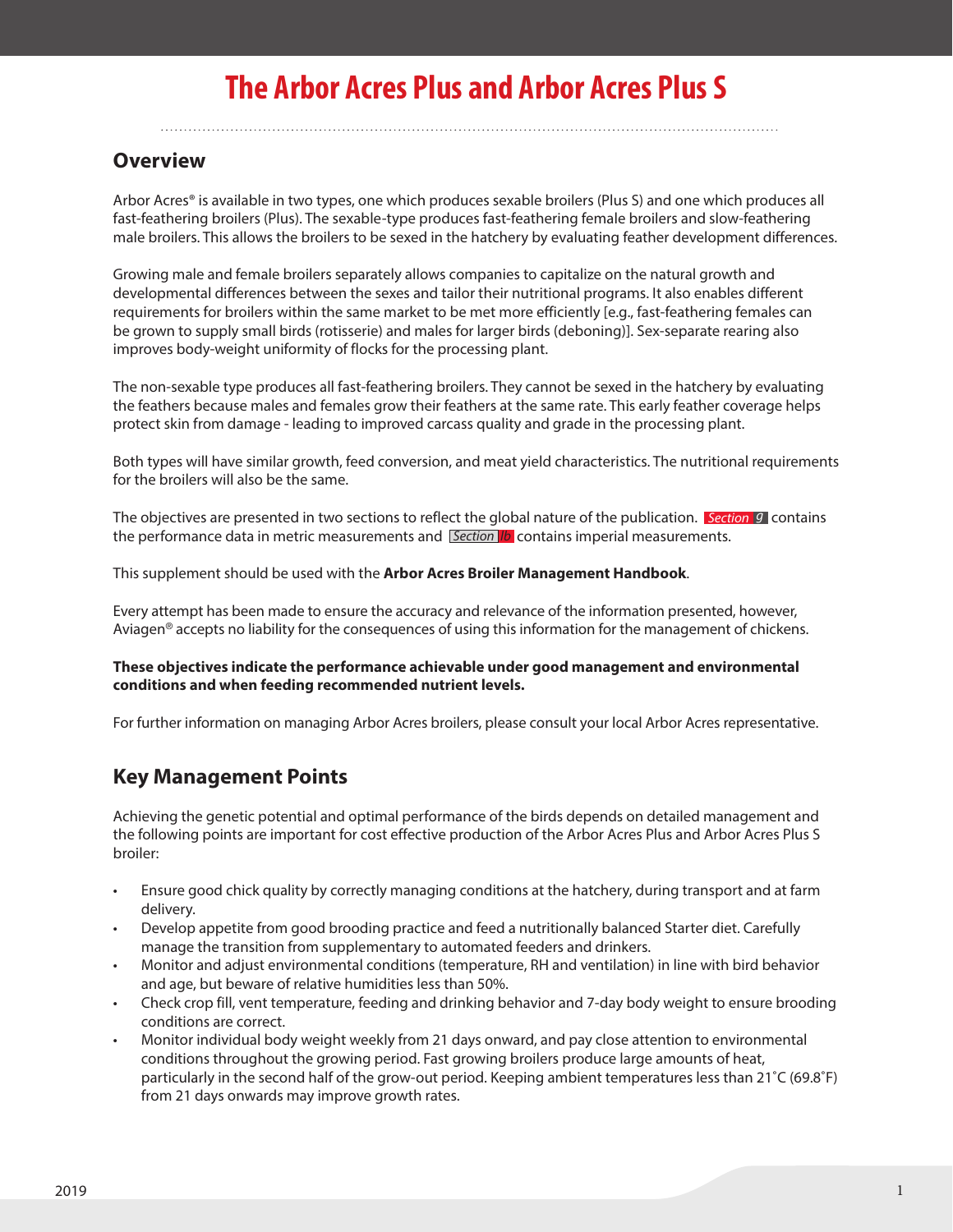# The Arbor Acres Plus and Arbor Acres Plus S

## Overview

Arbor Acres® is available in two types, one which produces sexable broilers (Plus S) and one which produces all fast-feathering broilers (Plus). The sexable-type produces fast-feathering female broilers and slow-feathering male broilers. This allows the broilers to be sexed in the hatchery by evaluating feather development differences.

Growing male and female broilers separately allows companies to capitalize on the natural growth and developmental differences between the sexes and tailor their nutritional programs. It also enables different requirements for broilers within the same market to be met more efficiently [e.g., fast-feathering females can be grown to supply small birds (rotisserie) and males for larger birds (deboning)]. Sex-separate rearing also improves body-weight uniformity of flocks for the processing plant.

The non-sexable type produces all fast-feathering broilers. They cannot be sexed in the hatchery by evaluating the feathers because males and females grow their feathers at the same rate. This early feather coverage helps protect skin from damage - leading to improved carcass quality and grade in the processing plant.

Both types will have similar growth, feed conversion, and meat yield characteristics. The nutritional requirements for the broilers will also be the same.

The objectives are presented in two sections to reflect the global nature of the publication. *Section g* contains the performance data in metric measurements and *Section lb* contains imperial measurements.

This supplement should be used with the **Arbor Acres Broiler Management Handbook**.

Every attempt has been made to ensure the accuracy and relevance of the information presented, however, Aviagen® accepts no liability for the consequences of using this information for the management of chickens.

**These objectives indicate the performance achievable under good management and environmental conditions and when feeding recommended nutrient levels.**

For further information on managing Arbor Acres broilers, please consult your local Arbor Acres representative.

## Key Management Points

Achieving the genetic potential and optimal performance of the birds depends on detailed management and the following points are important for cost effective production of the Arbor Acres Plus and Arbor Acres Plus S broiler:

- Ensure good chick quality by correctly managing conditions at the hatchery, during transport and at farm delivery.
- Develop appetite from good brooding practice and feed a nutritionally balanced Starter diet. Carefully manage the transition from supplementary to automated feeders and drinkers.
- Monitor and adjust environmental conditions (temperature, RH and ventilation) in line with bird behavior and age, but beware of relative humidities less than 50%.
- Check crop fill, vent temperature, feeding and drinking behavior and 7-day body weight to ensure brooding conditions are correct.
- Monitor individual body weight weekly from 21 days onward, and pay close attention to environmental conditions throughout the growing period. Fast growing broilers produce large amounts of heat, particularly in the second half of the grow-out period. Keeping ambient temperatures less than 21˚C (69.8˚F) from 21 days onwards may improve growth rates.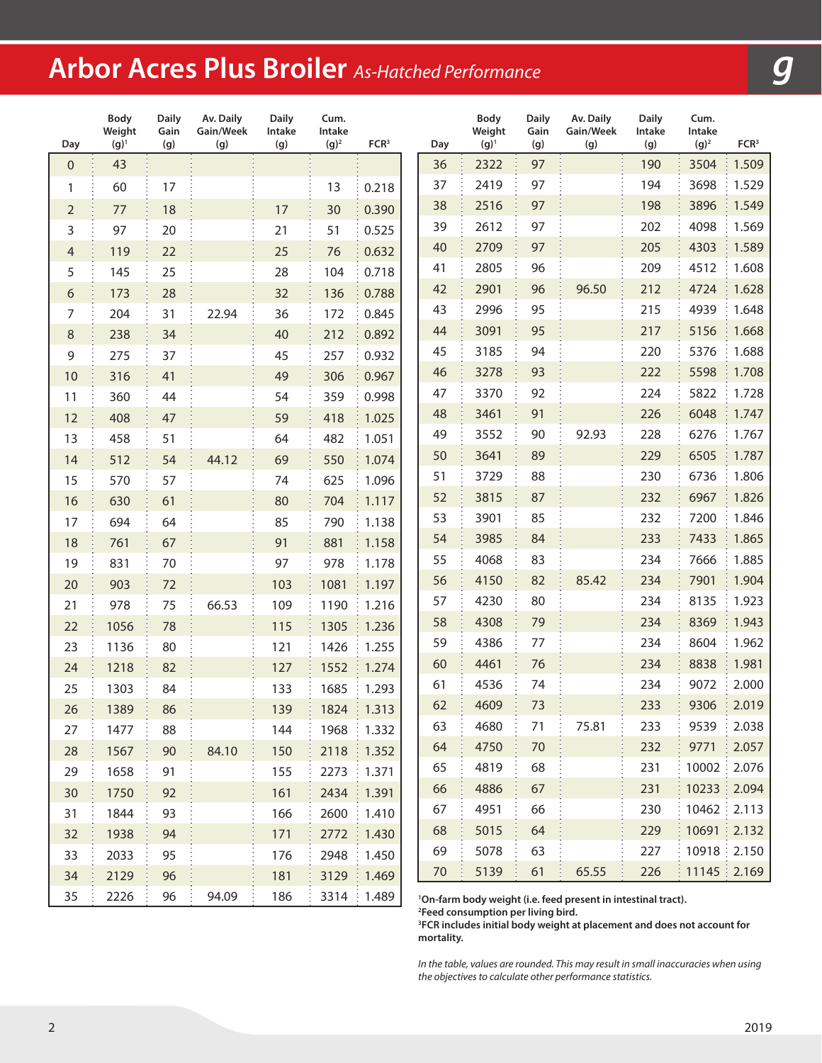# Arbor Acres Plus Broiler *As-Hatched Performance*

| Day | Body Weight (g)[1] | Daily Gain (g) | Av. Daily Gain/Week (g) | Daily Intake (g) | Cum. Intake (g)[2] | FCR[3] |
|---|---|---|---|---|---|---|
| 0 | 43 | | | | | |
| 1 | 60 | 17 | | | 13 | 0.218 |
| 2 | 77 | 18 | | 17 | 30 | 0.390 |
| 3 | 97 | 20 | | 21 | 51 | 0.525 |
| 4 | 119 | 22 | | 25 | 76 | 0.632 |
| 5 | 145 | 25 | | 28 | 104 | 0.718 |
| 6 | 173 | 28 | | 32 | 136 | 0.788 |
| 7 | 204 | 31 | 22.94 | 36 | 172 | 0.845 |
| 8 | 238 | 34 | | 40 | 212 | 0.892 |
| 9 | 275 | 37 | | 45 | 257 | 0.932 |
| 10 | 316 | 41 | | 49 | 306 | 0.967 |
| 11 | 360 | 44 | | 54 | 359 | 0.998 |
| 12 | 408 | 47 | | 59 | 418 | 1.025 |
| 13 | 458 | 51 | | 64 | 482 | 1.051 |
| 14 | 512 | 54 | 44.12 | 69 | 550 | 1.074 |
| 15 | 570 | 57 | | 74 | 625 | 1.096 |
| 16 | 630 | 61 | | 80 | 704 | 1.117 |
| 17 | 694 | 64 | | 85 | 790 | 1.138 |
| 18 | 761 | 67 | | 91 | 881 | 1.158 |
| 19 | 831 | 70 | | 97 | 978 | 1.178 |
| 20 | 903 | 72 | | 103 | 1081 | 1.197 |
| 21 | 978 | 75 | 66.53 | 109 | 1190 | 1.216 |
| 22 | 1056 | 78 | | 115 | 1305 | 1.236 |
| 23 | 1136 | 80 | | 121 | 1426 | 1.255 |
| 24 | 1218 | 82 | | 127 | 1552 | 1.274 |
| 25 | 1303 | 84 | | 133 | 1685 | 1.293 |
| 26 | 1389 | 86 | | 139 | 1824 | 1.313 |
| 27 | 1477 | 88 | | 144 | 1968 | 1.332 |
| 28 | 1567 | 90 | 84.10 | 150 | 2118 | 1.352 |
| 29 | 1658 | 91 | | 155 | 2273 | 1.371 |
| 30 | 1750 | 92 | | 161 | 2434 | 1.391 |
| 31 | 1844 | 93 | | 166 | 2600 | 1.410 |
| 32 | 1938 | 94 | | 171 | 2772 | 1.430 |
| 33 | 2033 | 95 | | 176 | 2948 | 1.450 |
| 34 | 2129 | 96 | | 181 | 3129 | 1.469 |
| 35 | 2226 | 96 | 94.09 | 186 | 3314 | 1.489 |
| 36 | 2322 | 97 | | 190 | 3504 | 1.509 |
| 37 | 2419 | 97 | | 194 | 3698 | 1.529 |
| 38 | 2516 | 97 | | 198 | 3896 | 1.549 |
| 39 | 2612 | 97 | | 202 | 4098 | 1.569 |
| 40 | 2709 | 97 | | 205 | 4303 | 1.589 |
| 41 | 2805 | 96 | | 209 | 4512 | 1.608 |
| 42 | 2901 | 96 | 96.50 | 212 | 4724 | 1.628 |
| 43 | 2996 | 95 | | 215 | 4939 | 1.648 |
| 44 | 3091 | 95 | | 217 | 5156 | 1.668 |
| 45 | 3185 | 94 | | 220 | 5376 | 1.688 |
| 46 | 3278 | 93 | | 222 | 5598 | 1.708 |
| 47 | 3370 | 92 | | 224 | 5822 | 1.728 |
| 48 | 3461 | 91 | | 226 | 6048 | 1.747 |
| 49 | 3552 | 90 | 92.93 | 228 | 6276 | 1.767 |
| 50 | 3641 | 89 | | 229 | 6505 | 1.787 |
| 51 | 3729 | 88 | | 230 | 6736 | 1.806 |
| 52 | 3815 | 87 | | 232 | 6967 | 1.826 |
| 53 | 3901 | 85 | | 232 | 7200 | 1.846 |
| 54 | 3985 | 84 | | 233 | 7433 | 1.865 |
| 55 | 4068 | 83 | | 234 | 7666 | 1.885 |
| 56 | 4150 | 82 | 85.42 | 234 | 7901 | 1.904 |
| 57 | 4230 | 80 | | 234 | 8135 | 1.923 |
| 58 | 4308 | 79 | | 234 | 8369 | 1.943 |
| 59 | 4386 | 77 | | 234 | 8604 | 1.962 |
| 60 | 4461 | 76 | | 234 | 8838 | 1.981 |
| 61 | 4536 | 74 | | 234 | 9072 | 2.000 |
| 62 | 4609 | 73 | | 233 | 9306 | 2.019 |
| 63 | 4680 | 71 | 75.81 | 233 | 9539 | 2.038 |
| 64 | 4750 | 70 | | 232 | 9771 | 2.057 |
| 65 | 4819 | 68 | | 231 | 10002 | 2.076 |
| 66 | 4886 | 67 | | 231 | 10233 | 2.094 |
| 67 | 4951 | 66 | | 230 | 10462 | 2.113 |
| 68 | 5015 | 64 | | 229 | 10691 | 2.132 |
| 69 | 5078 | 63 | | 227 | 10918 | 2.150 |
| 70 | 5139 | 61 | 65.55 | 226 | 11145 | 2.169 |

**[1]On-farm body weight (i.e. feed present in intestinal tract).**
**[2]Feed consumption per living bird.**
**[3]FCR includes initial body weight at placement and does not account for mortality.**

*In the table, values are rounded. This may result in small inaccuracies when using the objectives to calculate other performance statistics.*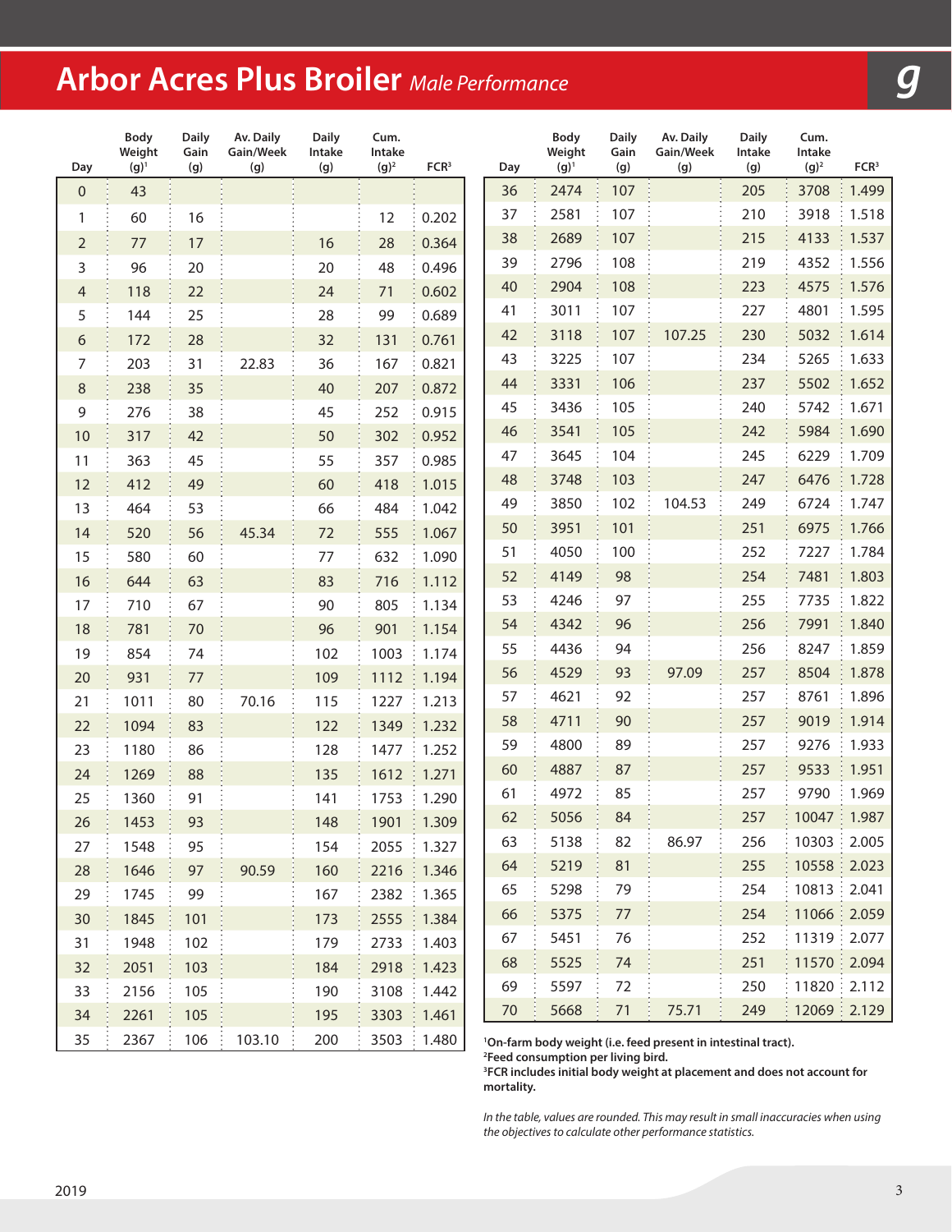# Arbor Acres Plus Broiler *Male Performance*

| Day | Body Weight (g)[1] | Daily Gain (g) | Av. Daily Gain/Week (g) | Daily Intake (g) | Cum. Intake (g)[2] | FCR[3] |
|---|---|---|---|---|---|---|
| 0 | 43 | | | | | |
| 1 | 60 | 16 | | | 12 | 0.202 |
| 2 | 77 | 17 | | 16 | 28 | 0.364 |
| 3 | 96 | 20 | | 20 | 48 | 0.496 |
| 4 | 118 | 22 | | 24 | 71 | 0.602 |
| 5 | 144 | 25 | | 28 | 99 | 0.689 |
| 6 | 172 | 28 | | 32 | 131 | 0.761 |
| 7 | 203 | 31 | 22.83 | 36 | 167 | 0.821 |
| 8 | 238 | 35 | | 40 | 207 | 0.872 |
| 9 | 276 | 38 | | 45 | 252 | 0.915 |
| 10 | 317 | 42 | | 50 | 302 | 0.952 |
| 11 | 363 | 45 | | 55 | 357 | 0.985 |
| 12 | 412 | 49 | | 60 | 418 | 1.015 |
| 13 | 464 | 53 | | 66 | 484 | 1.042 |
| 14 | 520 | 56 | 45.34 | 72 | 555 | 1.067 |
| 15 | 580 | 60 | | 77 | 632 | 1.090 |
| 16 | 644 | 63 | | 83 | 716 | 1.112 |
| 17 | 710 | 67 | | 90 | 805 | 1.134 |
| 18 | 781 | 70 | | 96 | 901 | 1.154 |
| 19 | 854 | 74 | | 102 | 1003 | 1.174 |
| 20 | 931 | 77 | | 109 | 1112 | 1.194 |
| 21 | 1011 | 80 | 70.16 | 115 | 1227 | 1.213 |
| 22 | 1094 | 83 | | 122 | 1349 | 1.232 |
| 23 | 1180 | 86 | | 128 | 1477 | 1.252 |
| 24 | 1269 | 88 | | 135 | 1612 | 1.271 |
| 25 | 1360 | 91 | | 141 | 1753 | 1.290 |
| 26 | 1453 | 93 | | 148 | 1901 | 1.309 |
| 27 | 1548 | 95 | | 154 | 2055 | 1.327 |
| 28 | 1646 | 97 | 90.59 | 160 | 2216 | 1.346 |
| 29 | 1745 | 99 | | 167 | 2382 | 1.365 |
| 30 | 1845 | 101 | | 173 | 2555 | 1.384 |
| 31 | 1948 | 102 | | 179 | 2733 | 1.403 |
| 32 | 2051 | 103 | | 184 | 2918 | 1.423 |
| 33 | 2156 | 105 | | 190 | 3108 | 1.442 |
| 34 | 2261 | 105 | | 195 | 3303 | 1.461 |
| 35 | 2367 | 106 | 103.10 | 200 | 3503 | 1.480 |
| 36 | 2474 | 107 | | 205 | 3708 | 1.499 |
| 37 | 2581 | 107 | | 210 | 3918 | 1.518 |
| 38 | 2689 | 107 | | 215 | 4133 | 1.537 |
| 39 | 2796 | 108 | | 219 | 4352 | 1.556 |
| 40 | 2904 | 108 | | 223 | 4575 | 1.576 |
| 41 | 3011 | 107 | | 227 | 4801 | 1.595 |
| 42 | 3118 | 107 | 107.25 | 230 | 5032 | 1.614 |
| 43 | 3225 | 107 | | 234 | 5265 | 1.633 |
| 44 | 3331 | 106 | | 237 | 5502 | 1.652 |
| 45 | 3436 | 105 | | 240 | 5742 | 1.671 |
| 46 | 3541 | 105 | | 242 | 5984 | 1.690 |
| 47 | 3645 | 104 | | 245 | 6229 | 1.709 |
| 48 | 3748 | 103 | | 247 | 6476 | 1.728 |
| 49 | 3850 | 102 | 104.53 | 249 | 6724 | 1.747 |
| 50 | 3951 | 101 | | 251 | 6975 | 1.766 |
| 51 | 4050 | 100 | | 252 | 7227 | 1.784 |
| 52 | 4149 | 98 | | 254 | 7481 | 1.803 |
| 53 | 4246 | 97 | | 255 | 7735 | 1.822 |
| 54 | 4342 | 96 | | 256 | 7991 | 1.840 |
| 55 | 4436 | 94 | | 256 | 8247 | 1.859 |
| 56 | 4529 | 93 | 97.09 | 257 | 8504 | 1.878 |
| 57 | 4621 | 92 | | 257 | 8761 | 1.896 |
| 58 | 4711 | 90 | | 257 | 9019 | 1.914 |
| 59 | 4800 | 89 | | 257 | 9276 | 1.933 |
| 60 | 4887 | 87 | | 257 | 9533 | 1.951 |
| 61 | 4972 | 85 | | 257 | 9790 | 1.969 |
| 62 | 5056 | 84 | | 257 | 10047 | 1.987 |
| 63 | 5138 | 82 | 86.97 | 256 | 10303 | 2.005 |
| 64 | 5219 | 81 | | 255 | 10558 | 2.023 |
| 65 | 5298 | 79 | | 254 | 10813 | 2.041 |
| 66 | 5375 | 77 | | 254 | 11066 | 2.059 |
| 67 | 5451 | 76 | | 252 | 11319 | 2.077 |
| 68 | 5525 | 74 | | 251 | 11570 | 2.094 |
| 69 | 5597 | 72 | | 250 | 11820 | 2.112 |
| 70 | 5668 | 71 | 75.71 | 249 | 12069 | 2.129 |

**[1]On-farm body weight (i.e. feed present in intestinal tract).**
**[2]Feed consumption per living bird.**
**[3]FCR includes initial body weight at placement and does not account for mortality.**

*In the table, values are rounded. This may result in small inaccuracies when using the objectives to calculate other performance statistics.*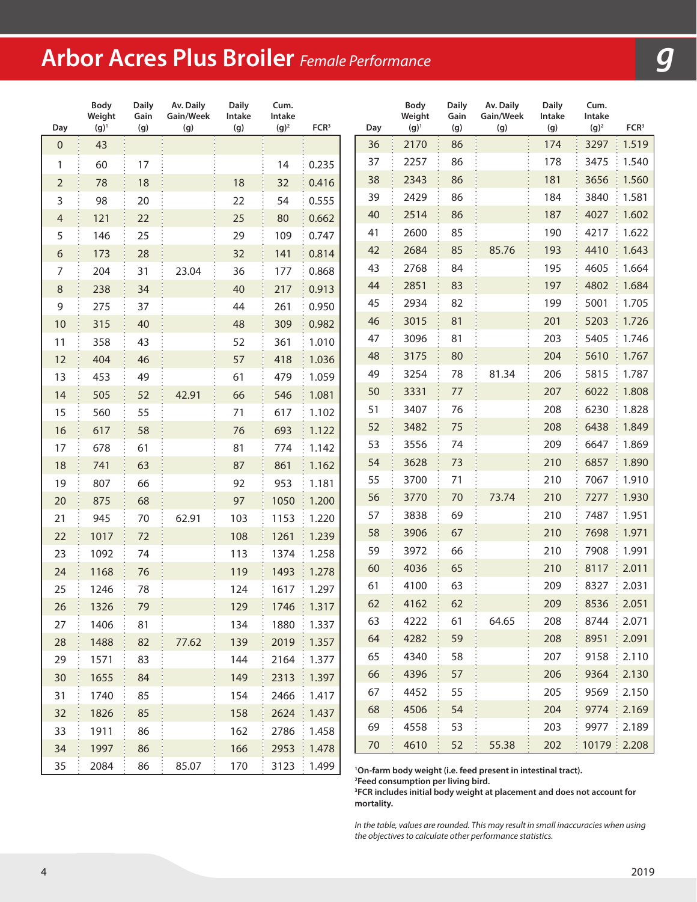# Arbor Acres Plus Broiler *Female Performance*

*g*

| Day | Body Weight (g)[1] | Daily Gain (g) | Av. Daily Gain/Week (g) | Daily Intake (g) | Cum. Intake (g)[2] | FCR[3] |
|---|---|---|---|---|---|---|
| 0 | 43 | | | | | |
| 1 | 60 | 17 | | | 14 | 0.235 |
| 2 | 78 | 18 | | 18 | 32 | 0.416 |
| 3 | 98 | 20 | | 22 | 54 | 0.555 |
| 4 | 121 | 22 | | 25 | 80 | 0.662 |
| 5 | 146 | 25 | | 29 | 109 | 0.747 |
| 6 | 173 | 28 | | 32 | 141 | 0.814 |
| 7 | 204 | 31 | 23.04 | 36 | 177 | 0.868 |
| 8 | 238 | 34 | | 40 | 217 | 0.913 |
| 9 | 275 | 37 | | 44 | 261 | 0.950 |
| 10 | 315 | 40 | | 48 | 309 | 0.982 |
| 11 | 358 | 43 | | 52 | 361 | 1.010 |
| 12 | 404 | 46 | | 57 | 418 | 1.036 |
| 13 | 453 | 49 | | 61 | 479 | 1.059 |
| 14 | 505 | 52 | 42.91 | 66 | 546 | 1.081 |
| 15 | 560 | 55 | | 71 | 617 | 1.102 |
| 16 | 617 | 58 | | 76 | 693 | 1.122 |
| 17 | 678 | 61 | | 81 | 774 | 1.142 |
| 18 | 741 | 63 | | 87 | 861 | 1.162 |
| 19 | 807 | 66 | | 92 | 953 | 1.181 |
| 20 | 875 | 68 | | 97 | 1050 | 1.200 |
| 21 | 945 | 70 | 62.91 | 103 | 1153 | 1.220 |
| 22 | 1017 | 72 | | 108 | 1261 | 1.239 |
| 23 | 1092 | 74 | | 113 | 1374 | 1.258 |
| 24 | 1168 | 76 | | 119 | 1493 | 1.278 |
| 25 | 1246 | 78 | | 124 | 1617 | 1.297 |
| 26 | 1326 | 79 | | 129 | 1746 | 1.317 |
| 27 | 1406 | 81 | | 134 | 1880 | 1.337 |
| 28 | 1488 | 82 | 77.62 | 139 | 2019 | 1.357 |
| 29 | 1571 | 83 | | 144 | 2164 | 1.377 |
| 30 | 1655 | 84 | | 149 | 2313 | 1.397 |
| 31 | 1740 | 85 | | 154 | 2466 | 1.417 |
| 32 | 1826 | 85 | | 158 | 2624 | 1.437 |
| 33 | 1911 | 86 | | 162 | 2786 | 1.458 |
| 34 | 1997 | 86 | | 166 | 2953 | 1.478 |
| 35 | 2084 | 86 | 85.07 | 170 | 3123 | 1.499 |
| 36 | 2170 | 86 | | 174 | 3297 | 1.519 |
| 37 | 2257 | 86 | | 178 | 3475 | 1.540 |
| 38 | 2343 | 86 | | 181 | 3656 | 1.560 |
| 39 | 2429 | 86 | | 184 | 3840 | 1.581 |
| 40 | 2514 | 86 | | 187 | 4027 | 1.602 |
| 41 | 2600 | 85 | | 190 | 4217 | 1.622 |
| 42 | 2684 | 85 | 85.76 | 193 | 4410 | 1.643 |
| 43 | 2768 | 84 | | 195 | 4605 | 1.664 |
| 44 | 2851 | 83 | | 197 | 4802 | 1.684 |
| 45 | 2934 | 82 | | 199 | 5001 | 1.705 |
| 46 | 3015 | 81 | | 201 | 5203 | 1.726 |
| 47 | 3096 | 81 | | 203 | 5405 | 1.746 |
| 48 | 3175 | 80 | | 204 | 5610 | 1.767 |
| 49 | 3254 | 78 | 81.34 | 206 | 5815 | 1.787 |
| 50 | 3331 | 77 | | 207 | 6022 | 1.808 |
| 51 | 3407 | 76 | | 208 | 6230 | 1.828 |
| 52 | 3482 | 75 | | 208 | 6438 | 1.849 |
| 53 | 3556 | 74 | | 209 | 6647 | 1.869 |
| 54 | 3628 | 73 | | 210 | 6857 | 1.890 |
| 55 | 3700 | 71 | | 210 | 7067 | 1.910 |
| 56 | 3770 | 70 | 73.74 | 210 | 7277 | 1.930 |
| 57 | 3838 | 69 | | 210 | 7487 | 1.951 |
| 58 | 3906 | 67 | | 210 | 7698 | 1.971 |
| 59 | 3972 | 66 | | 210 | 7908 | 1.991 |
| 60 | 4036 | 65 | | 210 | 8117 | 2.011 |
| 61 | 4100 | 63 | | 209 | 8327 | 2.031 |
| 62 | 4162 | 62 | | 209 | 8536 | 2.051 |
| 63 | 4222 | 61 | 64.65 | 208 | 8744 | 2.071 |
| 64 | 4282 | 59 | | 208 | 8951 | 2.091 |
| 65 | 4340 | 58 | | 207 | 9158 | 2.110 |
| 66 | 4396 | 57 | | 206 | 9364 | 2.130 |
| 67 | 4452 | 55 | | 205 | 9569 | 2.150 |
| 68 | 4506 | 54 | | 204 | 9774 | 2.169 |
| 69 | 4558 | 53 | | 203 | 9977 | 2.189 |
| 70 | 4610 | 52 | 55.38 | 202 | 10179 | 2.208 |

**[1]On-farm body weight (i.e. feed present in intestinal tract).**
**[2]Feed consumption per living bird.**
**[3]FCR includes initial body weight at placement and does not account for mortality.**

*In the table, values are rounded. This may result in small inaccuracies when using the objectives to calculate other performance statistics.*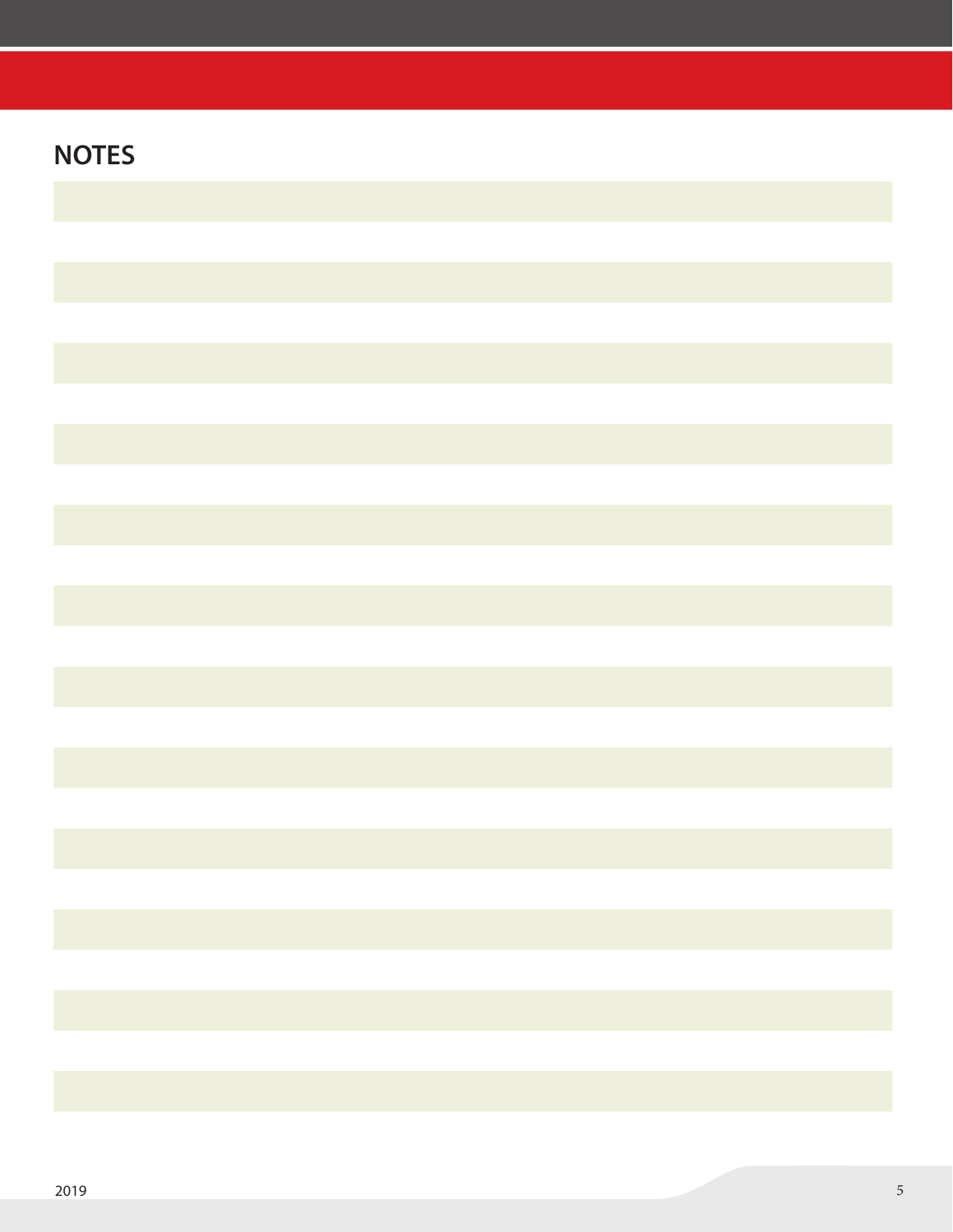## NOTES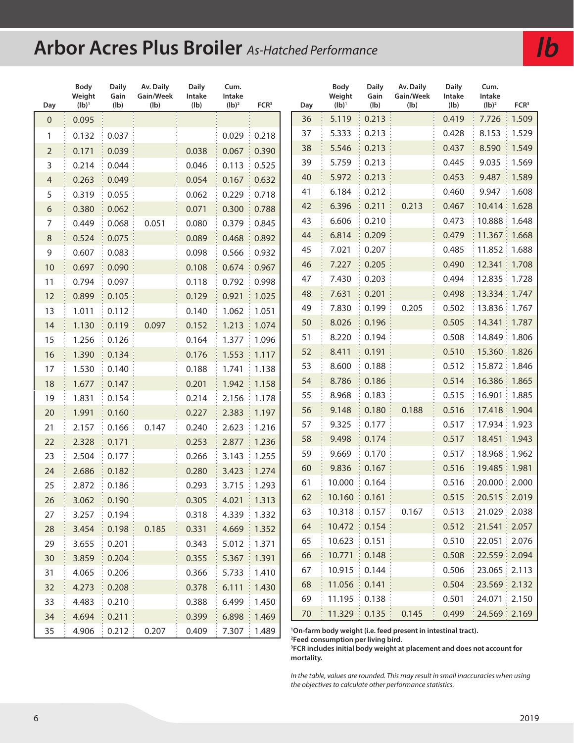# Arbor Acres Plus Broiler *As-Hatched Performance*

**lb**

| Day | Body Weight (lb)[1] | Daily Gain (lb) | Av. Daily Gain/Week (lb) | Daily Intake (lb) | Cum. Intake (lb)[2] | FCR[3] |
|---|---|---|---|---|---|---|
| 0 | 0.095 | | | | | |
| 1 | 0.132 | 0.037 | | | 0.029 | 0.218 |
| 2 | 0.171 | 0.039 | | 0.038 | 0.067 | 0.390 |
| 3 | 0.214 | 0.044 | | 0.046 | 0.113 | 0.525 |
| 4 | 0.263 | 0.049 | | 0.054 | 0.167 | 0.632 |
| 5 | 0.319 | 0.055 | | 0.062 | 0.229 | 0.718 |
| 6 | 0.380 | 0.062 | | 0.071 | 0.300 | 0.788 |
| 7 | 0.449 | 0.068 | 0.051 | 0.080 | 0.379 | 0.845 |
| 8 | 0.524 | 0.075 | | 0.089 | 0.468 | 0.892 |
| 9 | 0.607 | 0.083 | | 0.098 | 0.566 | 0.932 |
| 10 | 0.697 | 0.090 | | 0.108 | 0.674 | 0.967 |
| 11 | 0.794 | 0.097 | | 0.118 | 0.792 | 0.998 |
| 12 | 0.899 | 0.105 | | 0.129 | 0.921 | 1.025 |
| 13 | 1.011 | 0.112 | | 0.140 | 1.062 | 1.051 |
| 14 | 1.130 | 0.119 | 0.097 | 0.152 | 1.213 | 1.074 |
| 15 | 1.256 | 0.126 | | 0.164 | 1.377 | 1.096 |
| 16 | 1.390 | 0.134 | | 0.176 | 1.553 | 1.117 |
| 17 | 1.530 | 0.140 | | 0.188 | 1.741 | 1.138 |
| 18 | 1.677 | 0.147 | | 0.201 | 1.942 | 1.158 |
| 19 | 1.831 | 0.154 | | 0.214 | 2.156 | 1.178 |
| 20 | 1.991 | 0.160 | | 0.227 | 2.383 | 1.197 |
| 21 | 2.157 | 0.166 | 0.147 | 0.240 | 2.623 | 1.216 |
| 22 | 2.328 | 0.171 | | 0.253 | 2.877 | 1.236 |
| 23 | 2.504 | 0.177 | | 0.266 | 3.143 | 1.255 |
| 24 | 2.686 | 0.182 | | 0.280 | 3.423 | 1.274 |
| 25 | 2.872 | 0.186 | | 0.293 | 3.715 | 1.293 |
| 26 | 3.062 | 0.190 | | 0.305 | 4.021 | 1.313 |
| 27 | 3.257 | 0.194 | | 0.318 | 4.339 | 1.332 |
| 28 | 3.454 | 0.198 | 0.185 | 0.331 | 4.669 | 1.352 |
| 29 | 3.655 | 0.201 | | 0.343 | 5.012 | 1.371 |
| 30 | 3.859 | 0.204 | | 0.355 | 5.367 | 1.391 |
| 31 | 4.065 | 0.206 | | 0.366 | 5.733 | 1.410 |
| 32 | 4.273 | 0.208 | | 0.378 | 6.111 | 1.430 |
| 33 | 4.483 | 0.210 | | 0.388 | 6.499 | 1.450 |
| 34 | 4.694 | 0.211 | | 0.399 | 6.898 | 1.469 |
| 35 | 4.906 | 0.212 | 0.207 | 0.409 | 7.307 | 1.489 |
| 36 | 5.119 | 0.213 | | 0.419 | 7.726 | 1.509 |
| 37 | 5.333 | 0.213 | | 0.428 | 8.153 | 1.529 |
| 38 | 5.546 | 0.213 | | 0.437 | 8.590 | 1.549 |
| 39 | 5.759 | 0.213 | | 0.445 | 9.035 | 1.569 |
| 40 | 5.972 | 0.213 | | 0.453 | 9.487 | 1.589 |
| 41 | 6.184 | 0.212 | | 0.460 | 9.947 | 1.608 |
| 42 | 6.396 | 0.211 | 0.213 | 0.467 | 10.414 | 1.628 |
| 43 | 6.606 | 0.210 | | 0.473 | 10.888 | 1.648 |
| 44 | 6.814 | 0.209 | | 0.479 | 11.367 | 1.668 |
| 45 | 7.021 | 0.207 | | 0.485 | 11.852 | 1.688 |
| 46 | 7.227 | 0.205 | | 0.490 | 12.341 | 1.708 |
| 47 | 7.430 | 0.203 | | 0.494 | 12.835 | 1.728 |
| 48 | 7.631 | 0.201 | | 0.498 | 13.334 | 1.747 |
| 49 | 7.830 | 0.199 | 0.205 | 0.502 | 13.836 | 1.767 |
| 50 | 8.026 | 0.196 | | 0.505 | 14.341 | 1.787 |
| 51 | 8.220 | 0.194 | | 0.508 | 14.849 | 1.806 |
| 52 | 8.411 | 0.191 | | 0.510 | 15.360 | 1.826 |
| 53 | 8.600 | 0.188 | | 0.512 | 15.872 | 1.846 |
| 54 | 8.786 | 0.186 | | 0.514 | 16.386 | 1.865 |
| 55 | 8.968 | 0.183 | | 0.515 | 16.901 | 1.885 |
| 56 | 9.148 | 0.180 | 0.188 | 0.516 | 17.418 | 1.904 |
| 57 | 9.325 | 0.177 | | 0.517 | 17.934 | 1.923 |
| 58 | 9.498 | 0.174 | | 0.517 | 18.451 | 1.943 |
| 59 | 9.669 | 0.170 | | 0.517 | 18.968 | 1.962 |
| 60 | 9.836 | 0.167 | | 0.516 | 19.485 | 1.981 |
| 61 | 10.000 | 0.164 | | 0.516 | 20.000 | 2.000 |
| 62 | 10.160 | 0.161 | | 0.515 | 20.515 | 2.019 |
| 63 | 10.318 | 0.157 | 0.167 | 0.513 | 21.029 | 2.038 |
| 64 | 10.472 | 0.154 | | 0.512 | 21.541 | 2.057 |
| 65 | 10.623 | 0.151 | | 0.510 | 22.051 | 2.076 |
| 66 | 10.771 | 0.148 | | 0.508 | 22.559 | 2.094 |
| 67 | 10.915 | 0.144 | | 0.506 | 23.065 | 2.113 |
| 68 | 11.056 | 0.141 | | 0.504 | 23.569 | 2.132 |
| 69 | 11.195 | 0.138 | | 0.501 | 24.071 | 2.150 |
| 70 | 11.329 | 0.135 | 0.145 | 0.499 | 24.569 | 2.169 |

**[1]On-farm body weight (i.e. feed present in intestinal tract).**
**[2]Feed consumption per living bird.**
**[3]FCR includes initial body weight at placement and does not account for mortality.**

*In the table, values are rounded. This may result in small inaccuracies when using the objectives to calculate other performance statistics.*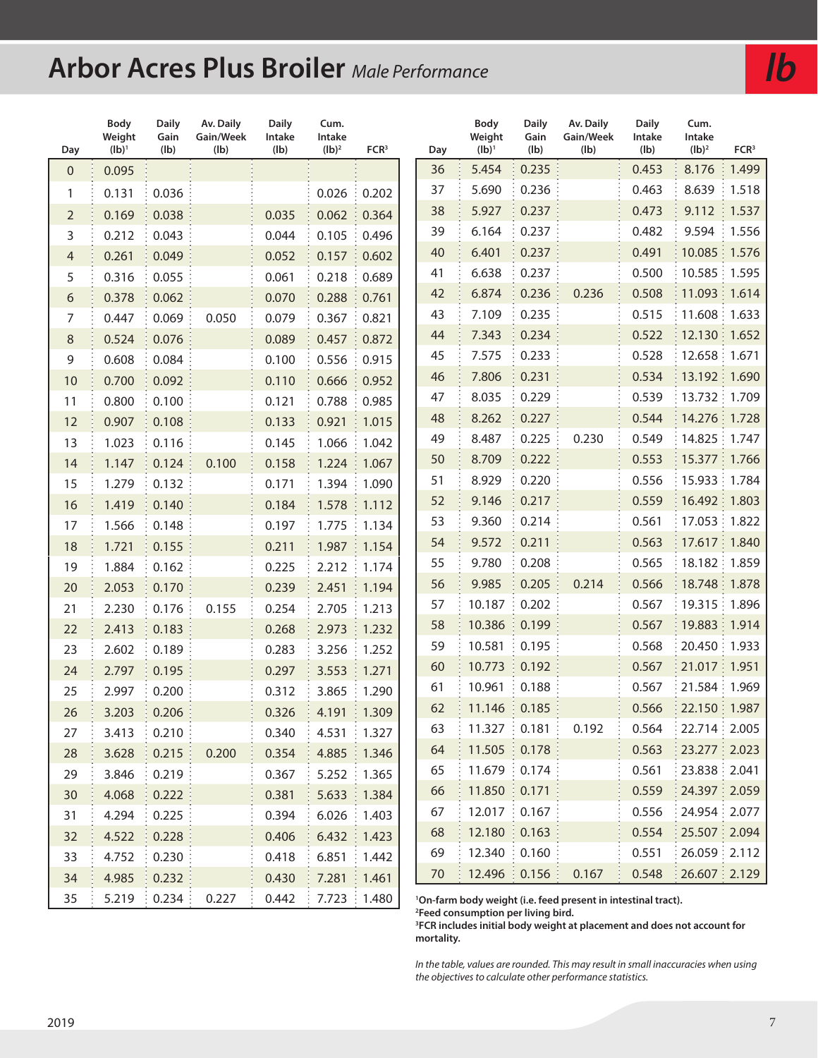# Arbor Acres Plus Broiler *Male Performance*

**lb**

| Day | Body Weight (lb)[1] | Daily Gain (lb) | Av. Daily Gain/Week (lb) | Daily Intake (lb) | Cum. Intake (lb)[2] | FCR[3] |
|---|---|---|---|---|---|---|
| 0 | 0.095 | | | | | |
| 1 | 0.131 | 0.036 | | | 0.026 | 0.202 |
| 2 | 0.169 | 0.038 | | 0.035 | 0.062 | 0.364 |
| 3 | 0.212 | 0.043 | | 0.044 | 0.105 | 0.496 |
| 4 | 0.261 | 0.049 | | 0.052 | 0.157 | 0.602 |
| 5 | 0.316 | 0.055 | | 0.061 | 0.218 | 0.689 |
| 6 | 0.378 | 0.062 | | 0.070 | 0.288 | 0.761 |
| 7 | 0.447 | 0.069 | 0.050 | 0.079 | 0.367 | 0.821 |
| 8 | 0.524 | 0.076 | | 0.089 | 0.457 | 0.872 |
| 9 | 0.608 | 0.084 | | 0.100 | 0.556 | 0.915 |
| 10 | 0.700 | 0.092 | | 0.110 | 0.666 | 0.952 |
| 11 | 0.800 | 0.100 | | 0.121 | 0.788 | 0.985 |
| 12 | 0.907 | 0.108 | | 0.133 | 0.921 | 1.015 |
| 13 | 1.023 | 0.116 | | 0.145 | 1.066 | 1.042 |
| 14 | 1.147 | 0.124 | 0.100 | 0.158 | 1.224 | 1.067 |
| 15 | 1.279 | 0.132 | | 0.171 | 1.394 | 1.090 |
| 16 | 1.419 | 0.140 | | 0.184 | 1.578 | 1.112 |
| 17 | 1.566 | 0.148 | | 0.197 | 1.775 | 1.134 |
| 18 | 1.721 | 0.155 | | 0.211 | 1.987 | 1.154 |
| 19 | 1.884 | 0.162 | | 0.225 | 2.212 | 1.174 |
| 20 | 2.053 | 0.170 | | 0.239 | 2.451 | 1.194 |
| 21 | 2.230 | 0.176 | 0.155 | 0.254 | 2.705 | 1.213 |
| 22 | 2.413 | 0.183 | | 0.268 | 2.973 | 1.232 |
| 23 | 2.602 | 0.189 | | 0.283 | 3.256 | 1.252 |
| 24 | 2.797 | 0.195 | | 0.297 | 3.553 | 1.271 |
| 25 | 2.997 | 0.200 | | 0.312 | 3.865 | 1.290 |
| 26 | 3.203 | 0.206 | | 0.326 | 4.191 | 1.309 |
| 27 | 3.413 | 0.210 | | 0.340 | 4.531 | 1.327 |
| 28 | 3.628 | 0.215 | 0.200 | 0.354 | 4.885 | 1.346 |
| 29 | 3.846 | 0.219 | | 0.367 | 5.252 | 1.365 |
| 30 | 4.068 | 0.222 | | 0.381 | 5.633 | 1.384 |
| 31 | 4.294 | 0.225 | | 0.394 | 6.026 | 1.403 |
| 32 | 4.522 | 0.228 | | 0.406 | 6.432 | 1.423 |
| 33 | 4.752 | 0.230 | | 0.418 | 6.851 | 1.442 |
| 34 | 4.985 | 0.232 | | 0.430 | 7.281 | 1.461 |
| 35 | 5.219 | 0.234 | 0.227 | 0.442 | 7.723 | 1.480 |
| 36 | 5.454 | 0.235 | | 0.453 | 8.176 | 1.499 |
| 37 | 5.690 | 0.236 | | 0.463 | 8.639 | 1.518 |
| 38 | 5.927 | 0.237 | | 0.473 | 9.112 | 1.537 |
| 39 | 6.164 | 0.237 | | 0.482 | 9.594 | 1.556 |
| 40 | 6.401 | 0.237 | | 0.491 | 10.085 | 1.576 |
| 41 | 6.638 | 0.237 | | 0.500 | 10.585 | 1.595 |
| 42 | 6.874 | 0.236 | 0.236 | 0.508 | 11.093 | 1.614 |
| 43 | 7.109 | 0.235 | | 0.515 | 11.608 | 1.633 |
| 44 | 7.343 | 0.234 | | 0.522 | 12.130 | 1.652 |
| 45 | 7.575 | 0.233 | | 0.528 | 12.658 | 1.671 |
| 46 | 7.806 | 0.231 | | 0.534 | 13.192 | 1.690 |
| 47 | 8.035 | 0.229 | | 0.539 | 13.732 | 1.709 |
| 48 | 8.262 | 0.227 | | 0.544 | 14.276 | 1.728 |
| 49 | 8.487 | 0.225 | 0.230 | 0.549 | 14.825 | 1.747 |
| 50 | 8.709 | 0.222 | | 0.553 | 15.377 | 1.766 |
| 51 | 8.929 | 0.220 | | 0.556 | 15.933 | 1.784 |
| 52 | 9.146 | 0.217 | | 0.559 | 16.492 | 1.803 |
| 53 | 9.360 | 0.214 | | 0.561 | 17.053 | 1.822 |
| 54 | 9.572 | 0.211 | | 0.563 | 17.617 | 1.840 |
| 55 | 9.780 | 0.208 | | 0.565 | 18.182 | 1.859 |
| 56 | 9.985 | 0.205 | 0.214 | 0.566 | 18.748 | 1.878 |
| 57 | 10.187 | 0.202 | | 0.567 | 19.315 | 1.896 |
| 58 | 10.386 | 0.199 | | 0.567 | 19.883 | 1.914 |
| 59 | 10.581 | 0.195 | | 0.568 | 20.450 | 1.933 |
| 60 | 10.773 | 0.192 | | 0.567 | 21.017 | 1.951 |
| 61 | 10.961 | 0.188 | | 0.567 | 21.584 | 1.969 |
| 62 | 11.146 | 0.185 | | 0.566 | 22.150 | 1.987 |
| 63 | 11.327 | 0.181 | 0.192 | 0.564 | 22.714 | 2.005 |
| 64 | 11.505 | 0.178 | | 0.563 | 23.277 | 2.023 |
| 65 | 11.679 | 0.174 | | 0.561 | 23.838 | 2.041 |
| 66 | 11.850 | 0.171 | | 0.559 | 24.397 | 2.059 |
| 67 | 12.017 | 0.167 | | 0.556 | 24.954 | 2.077 |
| 68 | 12.180 | 0.163 | | 0.554 | 25.507 | 2.094 |
| 69 | 12.340 | 0.160 | | 0.551 | 26.059 | 2.112 |
| 70 | 12.496 | 0.156 | 0.167 | 0.548 | 26.607 | 2.129 |

**[1]On-farm body weight (i.e. feed present in intestinal tract).**
**[2]Feed consumption per living bird.**
**[3]FCR includes initial body weight at placement and does not account for mortality.**

*In the table, values are rounded. This may result in small inaccuracies when using the objectives to calculate other performance statistics.*

2019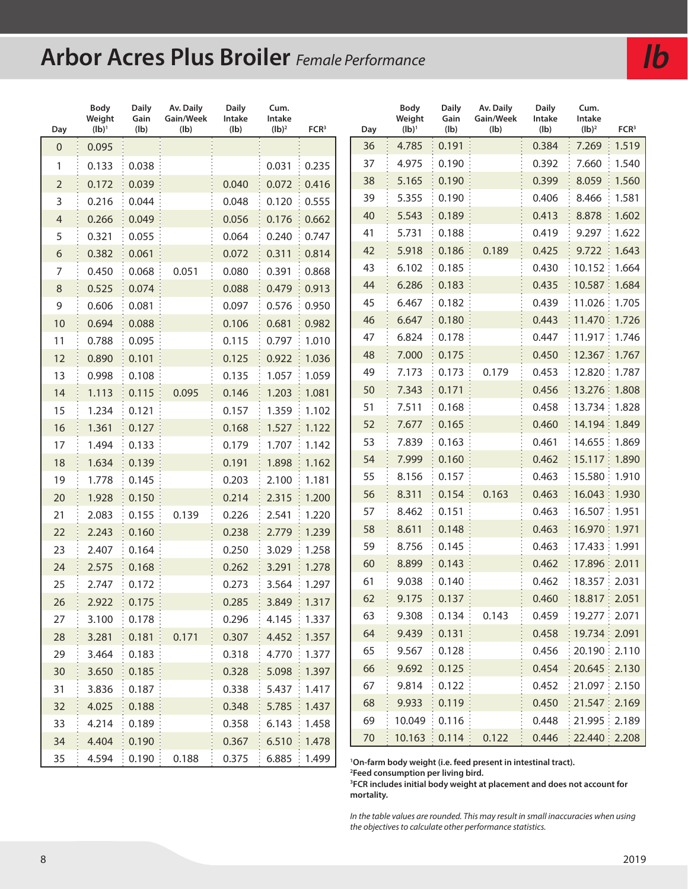# Arbor Acres Plus Broiler *Female Performance*

**lb**

| Day | Body Weight (lb)[1] | Daily Gain (lb) | Av. Daily Gain/Week (lb) | Daily Intake (lb) | Cum. Intake (lb)[2] | FCR[3] |
|---|---|---|---|---|---|---|
| 0 | 0.095 | | | | | |
| 1 | 0.133 | 0.038 | | | 0.031 | 0.235 |
| 2 | 0.172 | 0.039 | | 0.040 | 0.072 | 0.416 |
| 3 | 0.216 | 0.044 | | 0.048 | 0.120 | 0.555 |
| 4 | 0.266 | 0.049 | | 0.056 | 0.176 | 0.662 |
| 5 | 0.321 | 0.055 | | 0.064 | 0.240 | 0.747 |
| 6 | 0.382 | 0.061 | | 0.072 | 0.311 | 0.814 |
| 7 | 0.450 | 0.068 | 0.051 | 0.080 | 0.391 | 0.868 |
| 8 | 0.525 | 0.074 | | 0.088 | 0.479 | 0.913 |
| 9 | 0.606 | 0.081 | | 0.097 | 0.576 | 0.950 |
| 10 | 0.694 | 0.088 | | 0.106 | 0.681 | 0.982 |
| 11 | 0.788 | 0.095 | | 0.115 | 0.797 | 1.010 |
| 12 | 0.890 | 0.101 | | 0.125 | 0.922 | 1.036 |
| 13 | 0.998 | 0.108 | | 0.135 | 1.057 | 1.059 |
| 14 | 1.113 | 0.115 | 0.095 | 0.146 | 1.203 | 1.081 |
| 15 | 1.234 | 0.121 | | 0.157 | 1.359 | 1.102 |
| 16 | 1.361 | 0.127 | | 0.168 | 1.527 | 1.122 |
| 17 | 1.494 | 0.133 | | 0.179 | 1.707 | 1.142 |
| 18 | 1.634 | 0.139 | | 0.191 | 1.898 | 1.162 |
| 19 | 1.778 | 0.145 | | 0.203 | 2.100 | 1.181 |
| 20 | 1.928 | 0.150 | | 0.214 | 2.315 | 1.200 |
| 21 | 2.083 | 0.155 | 0.139 | 0.226 | 2.541 | 1.220 |
| 22 | 2.243 | 0.160 | | 0.238 | 2.779 | 1.239 |
| 23 | 2.407 | 0.164 | | 0.250 | 3.029 | 1.258 |
| 24 | 2.575 | 0.168 | | 0.262 | 3.291 | 1.278 |
| 25 | 2.747 | 0.172 | | 0.273 | 3.564 | 1.297 |
| 26 | 2.922 | 0.175 | | 0.285 | 3.849 | 1.317 |
| 27 | 3.100 | 0.178 | | 0.296 | 4.145 | 1.337 |
| 28 | 3.281 | 0.181 | 0.171 | 0.307 | 4.452 | 1.357 |
| 29 | 3.464 | 0.183 | | 0.318 | 4.770 | 1.377 |
| 30 | 3.650 | 0.185 | | 0.328 | 5.098 | 1.397 |
| 31 | 3.836 | 0.187 | | 0.338 | 5.437 | 1.417 |
| 32 | 4.025 | 0.188 | | 0.348 | 5.785 | 1.437 |
| 33 | 4.214 | 0.189 | | 0.358 | 6.143 | 1.458 |
| 34 | 4.404 | 0.190 | | 0.367 | 6.510 | 1.478 |
| 35 | 4.594 | 0.190 | 0.188 | 0.375 | 6.885 | 1.499 |
| 36 | 4.785 | 0.191 | | 0.384 | 7.269 | 1.519 |
| 37 | 4.975 | 0.190 | | 0.392 | 7.660 | 1.540 |
| 38 | 5.165 | 0.190 | | 0.399 | 8.059 | 1.560 |
| 39 | 5.355 | 0.190 | | 0.406 | 8.466 | 1.581 |
| 40 | 5.543 | 0.189 | | 0.413 | 8.878 | 1.602 |
| 41 | 5.731 | 0.188 | | 0.419 | 9.297 | 1.622 |
| 42 | 5.918 | 0.186 | 0.189 | 0.425 | 9.722 | 1.643 |
| 43 | 6.102 | 0.185 | | 0.430 | 10.152 | 1.664 |
| 44 | 6.286 | 0.183 | | 0.435 | 10.587 | 1.684 |
| 45 | 6.467 | 0.182 | | 0.439 | 11.026 | 1.705 |
| 46 | 6.647 | 0.180 | | 0.443 | 11.470 | 1.726 |
| 47 | 6.824 | 0.178 | | 0.447 | 11.917 | 1.746 |
| 48 | 7.000 | 0.175 | | 0.450 | 12.367 | 1.767 |
| 49 | 7.173 | 0.173 | 0.179 | 0.453 | 12.820 | 1.787 |
| 50 | 7.343 | 0.171 | | 0.456 | 13.276 | 1.808 |
| 51 | 7.511 | 0.168 | | 0.458 | 13.734 | 1.828 |
| 52 | 7.677 | 0.165 | | 0.460 | 14.194 | 1.849 |
| 53 | 7.839 | 0.163 | | 0.461 | 14.655 | 1.869 |
| 54 | 7.999 | 0.160 | | 0.462 | 15.117 | 1.890 |
| 55 | 8.156 | 0.157 | | 0.463 | 15.580 | 1.910 |
| 56 | 8.311 | 0.154 | 0.163 | 0.463 | 16.043 | 1.930 |
| 57 | 8.462 | 0.151 | | 0.463 | 16.507 | 1.951 |
| 58 | 8.611 | 0.148 | | 0.463 | 16.970 | 1.971 |
| 59 | 8.756 | 0.145 | | 0.463 | 17.433 | 1.991 |
| 60 | 8.899 | 0.143 | | 0.462 | 17.896 | 2.011 |
| 61 | 9.038 | 0.140 | | 0.462 | 18.357 | 2.031 |
| 62 | 9.175 | 0.137 | | 0.460 | 18.817 | 2.051 |
| 63 | 9.308 | 0.134 | 0.143 | 0.459 | 19.277 | 2.071 |
| 64 | 9.439 | 0.131 | | 0.458 | 19.734 | 2.091 |
| 65 | 9.567 | 0.128 | | 0.456 | 20.190 | 2.110 |
| 66 | 9.692 | 0.125 | | 0.454 | 20.645 | 2.130 |
| 67 | 9.814 | 0.122 | | 0.452 | 21.097 | 2.150 |
| 68 | 9.933 | 0.119 | | 0.450 | 21.547 | 2.169 |
| 69 | 10.049 | 0.116 | | 0.448 | 21.995 | 2.189 |
| 70 | 10.163 | 0.114 | 0.122 | 0.446 | 22.440 | 2.208 |

**[1]On-farm body weight (i.e. feed present in intestinal tract).**
**[2]Feed consumption per living bird.**
**[3]FCR includes initial body weight at placement and does not account for mortality.**

*In the table values are rounded. This may result in small inaccuracies when using the objectives to calculate other performance statistics.*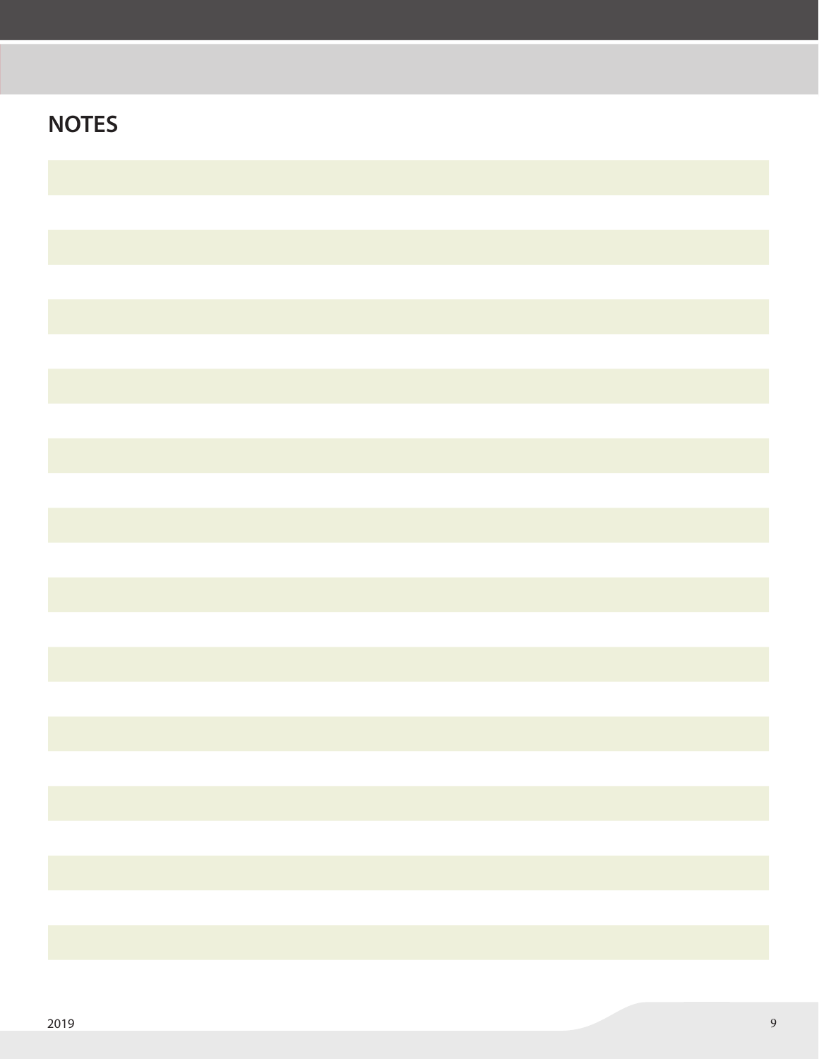## NOTES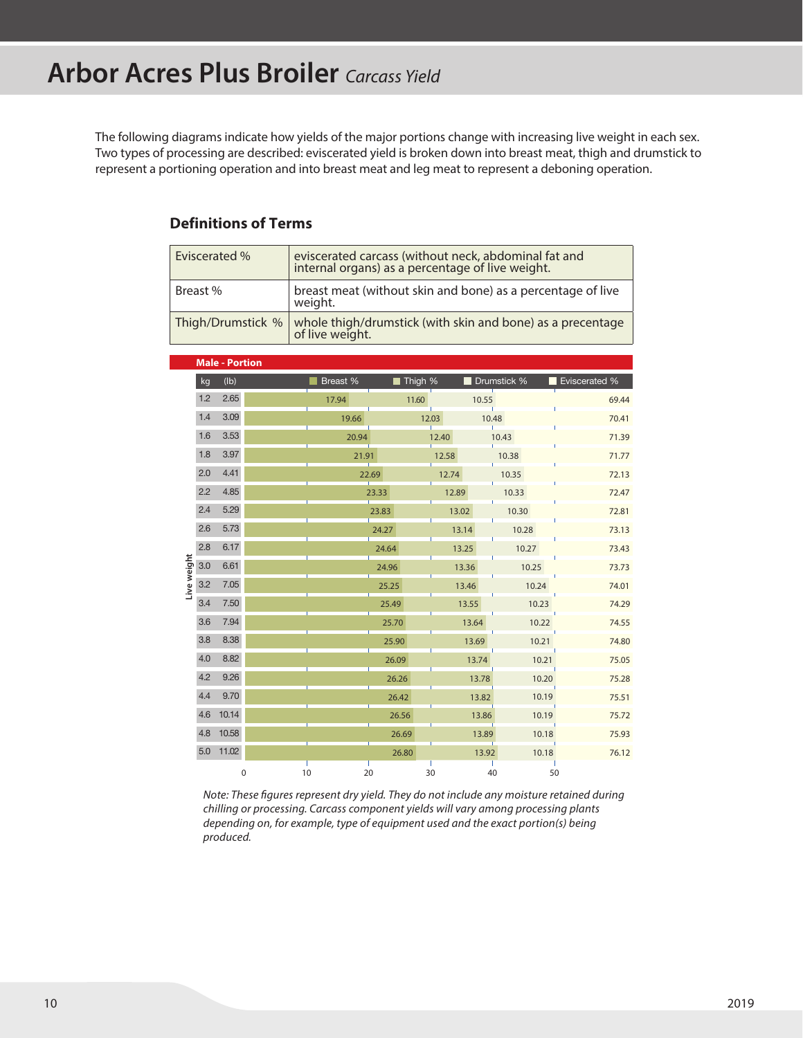# Arbor Acres Plus Broiler *Carcass Yield*

The following diagrams indicate how yields of the major portions change with increasing live weight in each sex. Two types of processing are described: eviscerated yield is broken down into breast meat, thigh and drumstick to represent a portioning operation and into breast meat and leg meat to represent a deboning operation.

## Definitions of Terms

| | |
|---|---|
| Eviscerated % | eviscerated carcass (without neck, abdominal fat and internal organs) as a percentage of live weight. |
| Breast % | breast meat (without skin and bone) as a percentage of live weight. |
| Thigh/Drumstick % | whole thigh/drumstick (with skin and bone) as a precentage of live weight. |

### Male - Portion

| Live weight kg | Live weight (lb) | Breast % | Thigh % | Drumstick % | Eviscerated % |
|---|---|---|---|---|---|
| 1.2 | 2.65 | 17.94 | 11.60 | 10.55 | 69.44 |
| 1.4 | 3.09 | 19.66 | 12.03 | 10.48 | 70.41 |
| 1.6 | 3.53 | 20.94 | 12.40 | 10.43 | 71.39 |
| 1.8 | 3.97 | 21.91 | 12.58 | 10.38 | 71.77 |
| 2.0 | 4.41 | 22.69 | 12.74 | 10.35 | 72.13 |
| 2.2 | 4.85 | 23.33 | 12.89 | 10.33 | 72.47 |
| 2.4 | 5.29 | 23.83 | 13.02 | 10.30 | 72.81 |
| 2.6 | 5.73 | 24.27 | 13.14 | 10.28 | 73.13 |
| 2.8 | 6.17 | 24.64 | 13.25 | 10.27 | 73.43 |
| 3.0 | 6.61 | 24.96 | 13.36 | 10.25 | 73.73 |
| 3.2 | 7.05 | 25.25 | 13.46 | 10.24 | 74.01 |
| 3.4 | 7.50 | 25.49 | 13.55 | 10.23 | 74.29 |
| 3.6 | 7.94 | 25.70 | 13.64 | 10.22 | 74.55 |
| 3.8 | 8.38 | 25.90 | 13.69 | 10.21 | 74.80 |
| 4.0 | 8.82 | 26.09 | 13.74 | 10.21 | 75.05 |
| 4.2 | 9.26 | 26.26 | 13.78 | 10.20 | 75.28 |
| 4.4 | 9.70 | 26.42 | 13.82 | 10.19 | 75.51 |
| 4.6 | 10.14 | 26.56 | 13.86 | 10.19 | 75.72 |
| 4.8 | 10.58 | 26.69 | 13.89 | 10.18 | 75.93 |
| 5.0 | 11.02 | 26.80 | 13.92 | 10.18 | 76.12 |

*Note: These figures represent dry yield. They do not include any moisture retained during chilling or processing. Carcass component yields will vary among processing plants depending on, for example, type of equipment used and the exact portion(s) being produced.*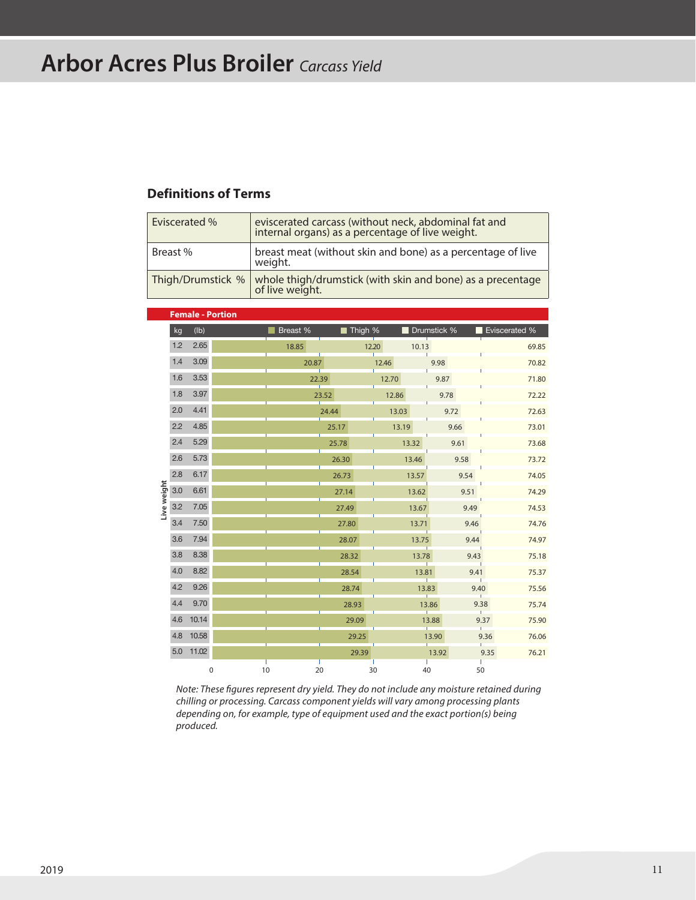# Arbor Acres Plus Broiler *Carcass Yield*

## Definitions of Terms

| | |
|---|---|
| Eviscerated % | eviscerated carcass (without neck, abdominal fat and internal organs) as a percentage of live weight. |
| Breast % | breast meat (without skin and bone) as a percentage of live weight. |
| Thigh/Drumstick % | whole thigh/drumstick (with skin and bone) as a precentage of live weight. |

**Female - Portion**

| Live weight kg | (lb) | Breast % | Thigh % | Drumstick % | Eviscerated % |
|---|---|---|---|---|---|
| 1.2 | 2.65 | 18.85 | 12.20 | 10.13 | 69.85 |
| 1.4 | 3.09 | 20.87 | 12.46 | 9.98 | 70.82 |
| 1.6 | 3.53 | 22.39 | 12.70 | 9.87 | 71.80 |
| 1.8 | 3.97 | 23.52 | 12.86 | 9.78 | 72.22 |
| 2.0 | 4.41 | 24.44 | 13.03 | 9.72 | 72.63 |
| 2.2 | 4.85 | 25.17 | 13.19 | 9.66 | 73.01 |
| 2.4 | 5.29 | 25.78 | 13.32 | 9.61 | 73.68 |
| 2.6 | 5.73 | 26.30 | 13.46 | 9.58 | 73.72 |
| 2.8 | 6.17 | 26.73 | 13.57 | 9.54 | 74.05 |
| 3.0 | 6.61 | 27.14 | 13.62 | 9.51 | 74.29 |
| 3.2 | 7.05 | 27.49 | 13.67 | 9.49 | 74.53 |
| 3.4 | 7.50 | 27.80 | 13.71 | 9.46 | 74.76 |
| 3.6 | 7.94 | 28.07 | 13.75 | 9.44 | 74.97 |
| 3.8 | 8.38 | 28.32 | 13.78 | 9.43 | 75.18 |
| 4.0 | 8.82 | 28.54 | 13.81 | 9.41 | 75.37 |
| 4.2 | 9.26 | 28.74 | 13.83 | 9.40 | 75.56 |
| 4.4 | 9.70 | 28.93 | 13.86 | 9.38 | 75.74 |
| 4.6 | 10.14 | 29.09 | 13.88 | 9.37 | 75.90 |
| 4.8 | 10.58 | 29.25 | 13.90 | 9.36 | 76.06 |
| 5.0 | 11.02 | 29.39 | 13.92 | 9.35 | 76.21 |

*Note: These figures represent dry yield. They do not include any moisture retained during chilling or processing. Carcass component yields will vary among processing plants depending on, for example, type of equipment used and the exact portion(s) being produced.*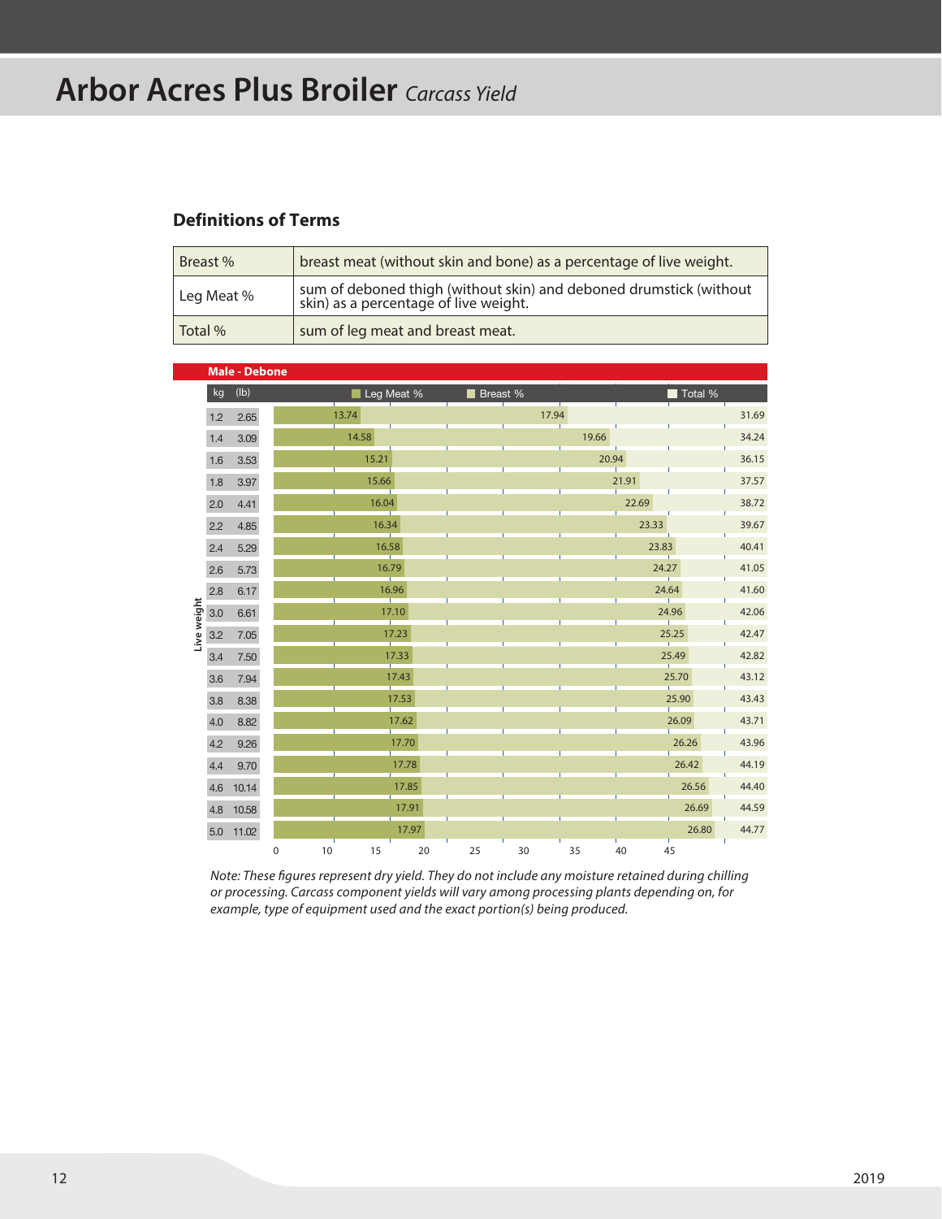# Arbor Acres Plus Broiler *Carcass Yield*

## Definitions of Terms

| | |
|---|---|
| Breast % | breast meat (without skin and bone) as a percentage of live weight. |
| Leg Meat % | sum of deboned thigh (without skin) and deboned drumstick (without skin) as a percentage of live weight. |
| Total % | sum of leg meat and breast meat. |

**Male - Debone**

| Live weight kg | Live weight (lb) | Leg Meat % | Breast % | Total % |
|---|---|---|---|---|
| 1.2 | 2.65 | 13.74 | 17.94 | 31.69 |
| 1.4 | 3.09 | 14.58 | 19.66 | 34.24 |
| 1.6 | 3.53 | 15.21 | 20.94 | 36.15 |
| 1.8 | 3.97 | 15.66 | 21.91 | 37.57 |
| 2.0 | 4.41 | 16.04 | 22.69 | 38.72 |
| 2.2 | 4.85 | 16.34 | 23.33 | 39.67 |
| 2.4 | 5.29 | 16.58 | 23.83 | 40.41 |
| 2.6 | 5.73 | 16.79 | 24.27 | 41.05 |
| 2.8 | 6.17 | 16.96 | 24.64 | 41.60 |
| 3.0 | 6.61 | 17.10 | 24.96 | 42.06 |
| 3.2 | 7.05 | 17.23 | 25.25 | 42.47 |
| 3.4 | 7.50 | 17.33 | 25.49 | 42.82 |
| 3.6 | 7.94 | 17.43 | 25.70 | 43.12 |
| 3.8 | 8.38 | 17.53 | 25.90 | 43.43 |
| 4.0 | 8.82 | 17.62 | 26.09 | 43.71 |
| 4.2 | 9.26 | 17.70 | 26.26 | 43.96 |
| 4.4 | 9.70 | 17.78 | 26.42 | 44.19 |
| 4.6 | 10.14 | 17.85 | 26.56 | 44.40 |
| 4.8 | 10.58 | 17.91 | 26.69 | 44.59 |
| 5.0 | 11.02 | 17.97 | 26.80 | 44.77 |

*Note: These figures represent dry yield. They do not include any moisture retained during chilling or processing. Carcass component yields will vary among processing plants depending on, for example, type of equipment used and the exact portion(s) being produced.*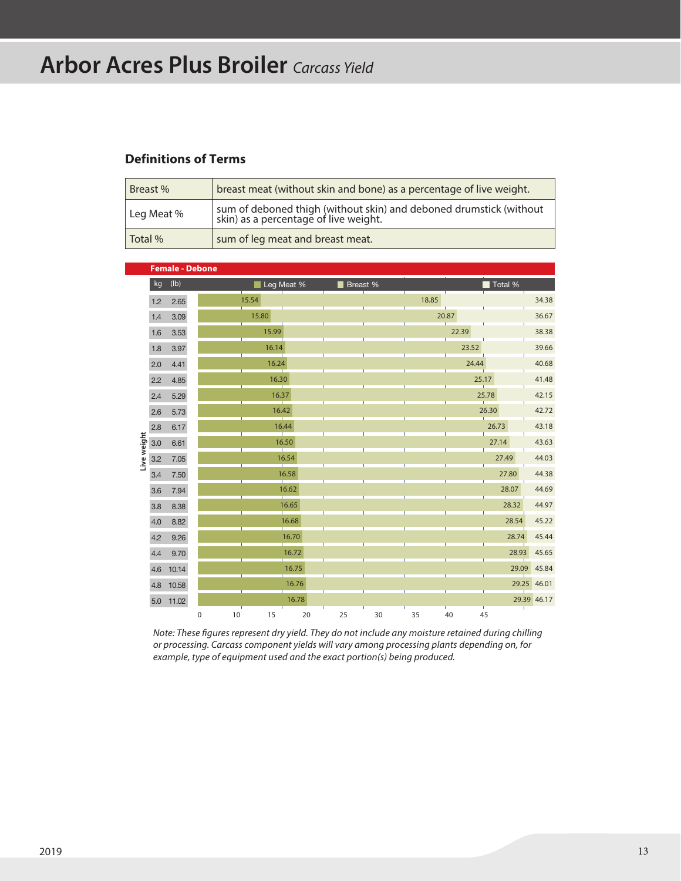# Arbor Acres Plus Broiler *Carcass Yield*

## Definitions of Terms

| | |
|---|---|
| Breast % | breast meat (without skin and bone) as a percentage of live weight. |
| Leg Meat % | sum of deboned thigh (without skin) and deboned drumstick (without skin) as a percentage of live weight. |
| Total % | sum of leg meat and breast meat. |

**Female - Debone**

| Live weight kg | (lb) | Leg Meat % | Breast % | Total % |
|---|---|---|---|---|
| 1.2 | 2.65 | 15.54 | 18.85 | 34.38 |
| 1.4 | 3.09 | 15.80 | 20.87 | 36.67 |
| 1.6 | 3.53 | 15.99 | 22.39 | 38.38 |
| 1.8 | 3.97 | 16.14 | 23.52 | 39.66 |
| 2.0 | 4.41 | 16.24 | 24.44 | 40.68 |
| 2.2 | 4.85 | 16.30 | 25.17 | 41.48 |
| 2.4 | 5.29 | 16.37 | 25.78 | 42.15 |
| 2.6 | 5.73 | 16.42 | 26.30 | 42.72 |
| 2.8 | 6.17 | 16.44 | 26.73 | 43.18 |
| 3.0 | 6.61 | 16.50 | 27.14 | 43.63 |
| 3.2 | 7.05 | 16.54 | 27.49 | 44.03 |
| 3.4 | 7.50 | 16.58 | 27.80 | 44.38 |
| 3.6 | 7.94 | 16.62 | 28.07 | 44.69 |
| 3.8 | 8.38 | 16.65 | 28.32 | 44.97 |
| 4.0 | 8.82 | 16.68 | 28.54 | 45.22 |
| 4.2 | 9.26 | 16.70 | 28.74 | 45.44 |
| 4.4 | 9.70 | 16.72 | 28.93 | 45.65 |
| 4.6 | 10.14 | 16.75 | 29.09 | 45.84 |
| 4.8 | 10.58 | 16.76 | 29.25 | 46.01 |
| 5.0 | 11.02 | 16.78 | 29.39 | 46.17 |

*Note: These figures represent dry yield. They do not include any moisture retained during chilling or processing. Carcass component yields will vary among processing plants depending on, for example, type of equipment used and the exact portion(s) being produced.*

2019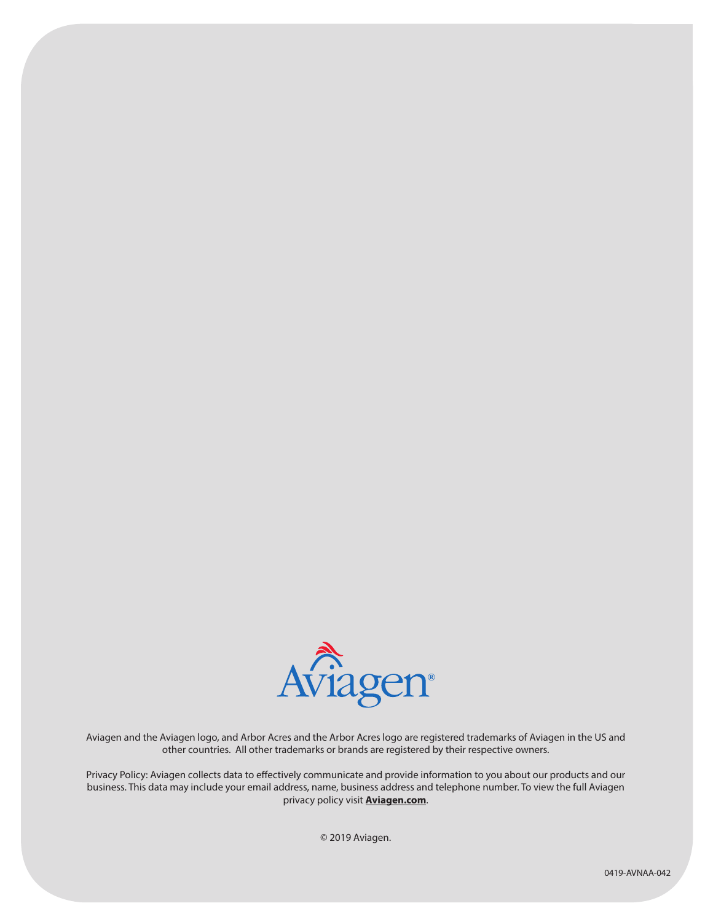Aviagen and the Aviagen logo, and Arbor Acres and the Arbor Acres logo are registered trademarks of Aviagen in the US and other countries. All other trademarks or brands are registered by their respective owners.

Privacy Policy: Aviagen collects data to effectively communicate and provide information to you about our products and our business. This data may include your email address, name, business address and telephone number. To view the full Aviagen privacy policy visit **Aviagen.com**.

© 2019 Aviagen.

0419-AVNAA-042